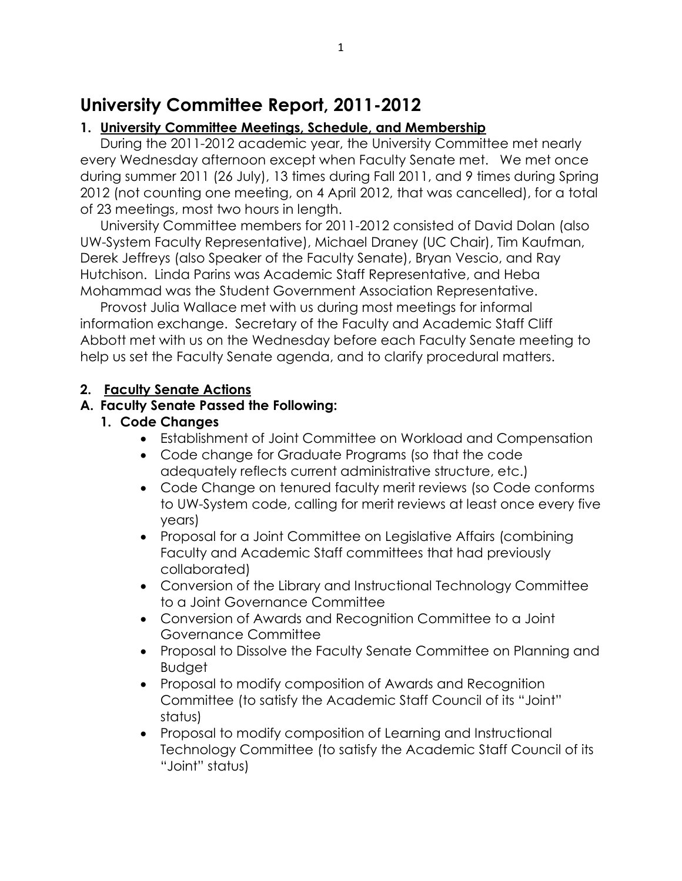# University Committee Report, 2011-2012

## 1. University Committee Meetings, Schedule, and Membership

During the 2011-2012 academic year, the University Committee met nearly every Wednesday afternoon except when Faculty Senate met. We met once during summer 2011 (26 July), 13 times during Fall 2011, and 9 times during Spring 2012 (not counting one meeting, on 4 April 2012, that was cancelled), for a total of 23 meetings, most two hours in length.

University Committee members for 2011-2012 consisted of David Dolan (also UW-System Faculty Representative), Michael Draney (UC Chair), Tim Kaufman, Derek Jeffreys (also Speaker of the Faculty Senate), Bryan Vescio, and Ray Hutchison. Linda Parins was Academic Staff Representative, and Heba Mohammad was the Student Government Association Representative.

Provost Julia Wallace met with us during most meetings for informal information exchange. Secretary of the Faculty and Academic Staff Cliff Abbott met with us on the Wednesday before each Faculty Senate meeting to help us set the Faculty Senate agenda, and to clarify procedural matters.

## 2. Faculty Senate Actions

### A. Faculty Senate Passed the Following:

#### 1. Code Changes

- Establishment of Joint Committee on Workload and Compensation
- Code change for Graduate Programs (so that the code adequately reflects current administrative structure, etc.)
- Code Change on tenured faculty merit reviews (so Code conforms to UW-System code, calling for merit reviews at least once every five years)
- Proposal for a Joint Committee on Legislative Affairs (combining Faculty and Academic Staff committees that had previously collaborated)
- Conversion of the Library and Instructional Technology Committee to a Joint Governance Committee
- Conversion of Awards and Recognition Committee to a Joint Governance Committee
- Proposal to Dissolve the Faculty Senate Committee on Planning and Budget
- Proposal to modify composition of Awards and Recognition Committee (to satisfy the Academic Staff Council of its "Joint" status)
- Proposal to modify composition of Learning and Instructional Technology Committee (to satisfy the Academic Staff Council of its "Joint" status)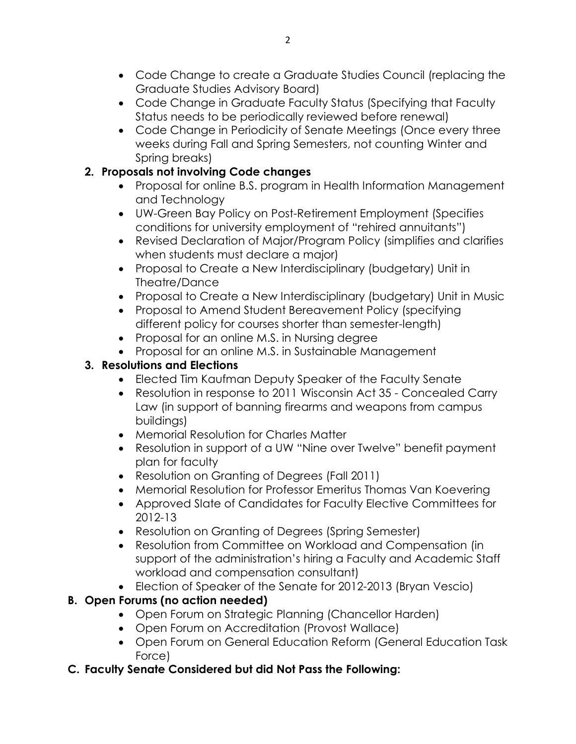- Code Change to create a Graduate Studies Council (replacing the Graduate Studies Advisory Board)
- Code Change in Graduate Faculty Status (Specifying that Faculty Status needs to be periodically reviewed before renewal)
- Code Change in Periodicity of Senate Meetings (Once every three weeks during Fall and Spring Semesters, not counting Winter and Spring breaks)

**2. Proposals not involving Code changes**

- Proposal for online B.S. program in Health Information Management and Technology
- UW-Green Bay Policy on Post-Retirement Employment (Specifies conditions for university employment of "rehired annuitants")
- Revised Declaration of Major/Program Policy (simplifies and clarifies when students must declare a major)
- Proposal to Create a New Interdisciplinary (budgetary) Unit in Theatre/Dance
- Proposal to Create a New Interdisciplinary (budgetary) Unit in Music
- Proposal to Amend Student Bereavement Policy (specifying different policy for courses shorter than semester-length)
- Proposal for an online M.S. in Nursing degree
- Proposal for an online M.S. in Sustainable Management

**3. Resolutions and Elections**

- Elected Tim Kaufman Deputy Speaker of the Faculty Senate
- Resolution in response to 2011 Wisconsin Act 35 - Concealed Carry Law (in support of banning firearms and weapons from campus buildings)
- Memorial Resolution for Charles Matter
- Resolution in support of a UW "Nine over Twelve" benefit payment plan for faculty
- Resolution on Granting of Degrees (Fall 2011)
- Memorial Resolution for Professor Emeritus Thomas Van Koevering
- Approved Slate of Candidates for Faculty Elective Committees for 2012-13
- Resolution on Granting of Degrees (Spring Semester)
- Resolution from Committee on Workload and Compensation (in support of the administration's hiring a Faculty and Academic Staff workload and compensation consultant)
- Election of Speaker of the Senate for 2012-2013 (Bryan Vescio)

**B. Open Forums (no action needed)**

- Open Forum on Strategic Planning (Chancellor Harden)
- Open Forum on Accreditation (Provost Wallace)
- Open Forum on General Education Reform (General Education Task Force)

**C. Faculty Senate Considered but did Not Pass the Following:**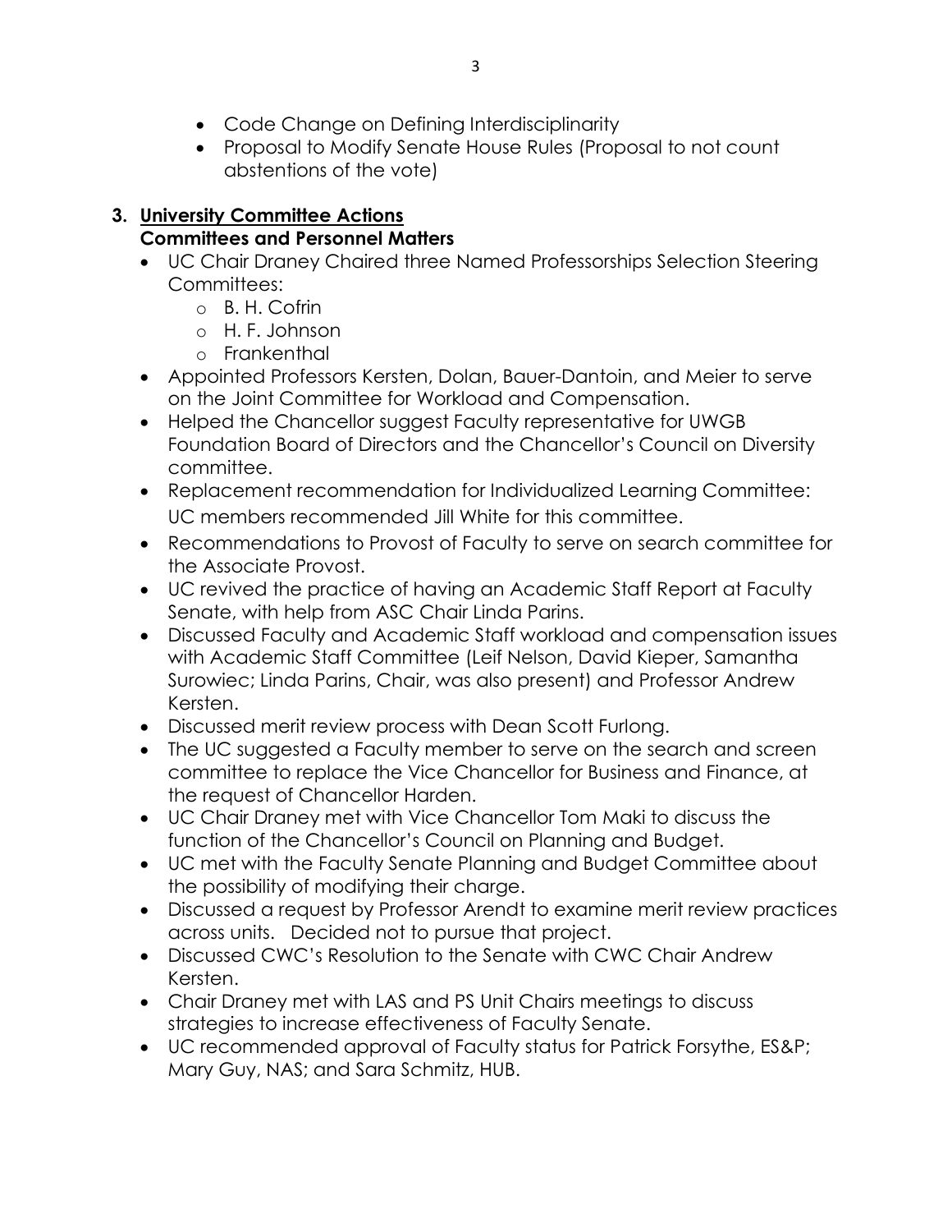- Code Change on Defining Interdisciplinarity
- Proposal to Modify Senate House Rules (Proposal to not count abstentions of the vote)

## 3. University Committee Actions

**Committees and Personnel Matters**

- UC Chair Draney Chaired three Named Professorships Selection Steering Committees:
  - B. H. Cofrin
  - H. F. Johnson
  - Frankenthal
- Appointed Professors Kersten, Dolan, Bauer-Dantoin, and Meier to serve on the Joint Committee for Workload and Compensation.
- Helped the Chancellor suggest Faculty representative for UWGB Foundation Board of Directors and the Chancellor's Council on Diversity committee.
- Replacement recommendation for Individualized Learning Committee: UC members recommended Jill White for this committee.
- Recommendations to Provost of Faculty to serve on search committee for the Associate Provost.
- UC revived the practice of having an Academic Staff Report at Faculty Senate, with help from ASC Chair Linda Parins.
- Discussed Faculty and Academic Staff workload and compensation issues with Academic Staff Committee (Leif Nelson, David Kieper, Samantha Surowiec; Linda Parins, Chair, was also present) and Professor Andrew Kersten.
- Discussed merit review process with Dean Scott Furlong.
- The UC suggested a Faculty member to serve on the search and screen committee to replace the Vice Chancellor for Business and Finance, at the request of Chancellor Harden.
- UC Chair Draney met with Vice Chancellor Tom Maki to discuss the function of the Chancellor's Council on Planning and Budget.
- UC met with the Faculty Senate Planning and Budget Committee about the possibility of modifying their charge.
- Discussed a request by Professor Arendt to examine merit review practices across units. Decided not to pursue that project.
- Discussed CWC's Resolution to the Senate with CWC Chair Andrew Kersten.
- Chair Draney met with LAS and PS Unit Chairs meetings to discuss strategies to increase effectiveness of Faculty Senate.
- UC recommended approval of Faculty status for Patrick Forsythe, ES&P; Mary Guy, NAS; and Sara Schmitz, HUB.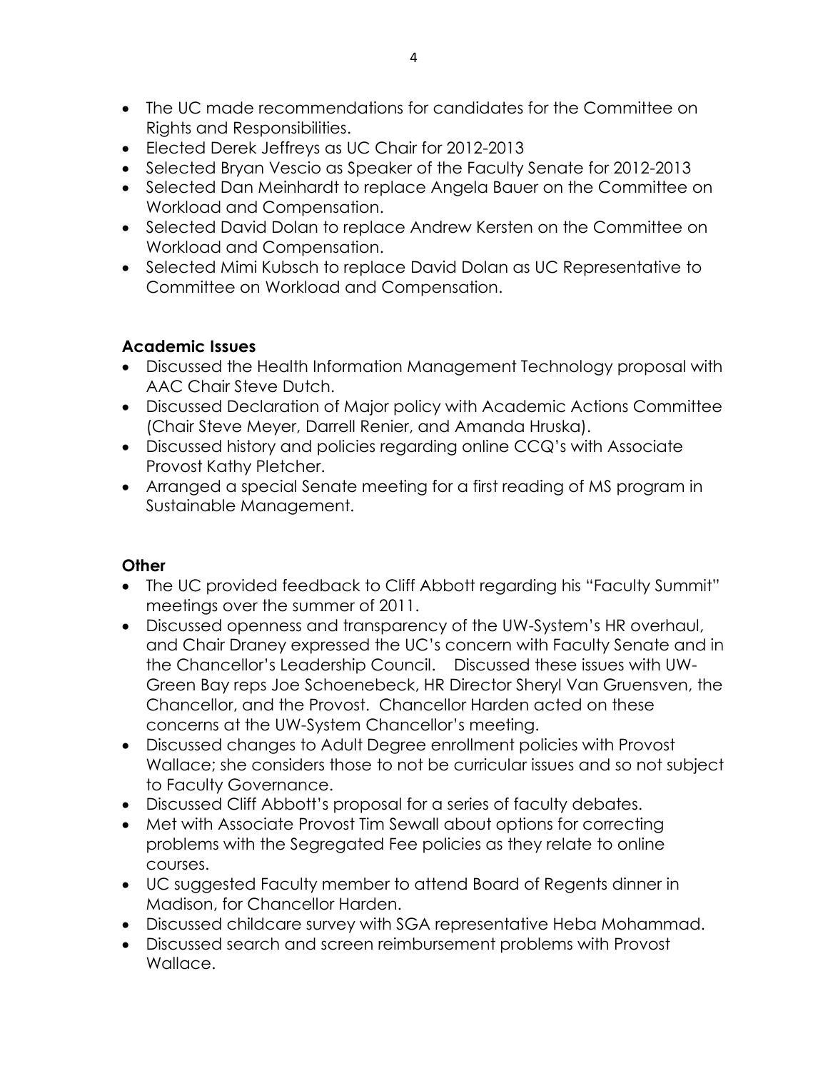- The UC made recommendations for candidates for the Committee on Rights and Responsibilities.
- Elected Derek Jeffreys as UC Chair for 2012-2013
- Selected Bryan Vescio as Speaker of the Faculty Senate for 2012-2013
- Selected Dan Meinhardt to replace Angela Bauer on the Committee on Workload and Compensation.
- Selected David Dolan to replace Andrew Kersten on the Committee on Workload and Compensation.
- Selected Mimi Kubsch to replace David Dolan as UC Representative to Committee on Workload and Compensation.

**Academic Issues**

- Discussed the Health Information Management Technology proposal with AAC Chair Steve Dutch.
- Discussed Declaration of Major policy with Academic Actions Committee (Chair Steve Meyer, Darrell Renier, and Amanda Hruska).
- Discussed history and policies regarding online CCQ's with Associate Provost Kathy Pletcher.
- Arranged a special Senate meeting for a first reading of MS program in Sustainable Management.

**Other**

- The UC provided feedback to Cliff Abbott regarding his "Faculty Summit" meetings over the summer of 2011.
- Discussed openness and transparency of the UW-System's HR overhaul, and Chair Draney expressed the UC's concern with Faculty Senate and in the Chancellor's Leadership Council. Discussed these issues with UW-Green Bay reps Joe Schoenebeck, HR Director Sheryl Van Gruensven, the Chancellor, and the Provost. Chancellor Harden acted on these concerns at the UW-System Chancellor's meeting.
- Discussed changes to Adult Degree enrollment policies with Provost Wallace; she considers those to not be curricular issues and so not subject to Faculty Governance.
- Discussed Cliff Abbott's proposal for a series of faculty debates.
- Met with Associate Provost Tim Sewall about options for correcting problems with the Segregated Fee policies as they relate to online courses.
- UC suggested Faculty member to attend Board of Regents dinner in Madison, for Chancellor Harden.
- Discussed childcare survey with SGA representative Heba Mohammad.
- Discussed search and screen reimbursement problems with Provost Wallace.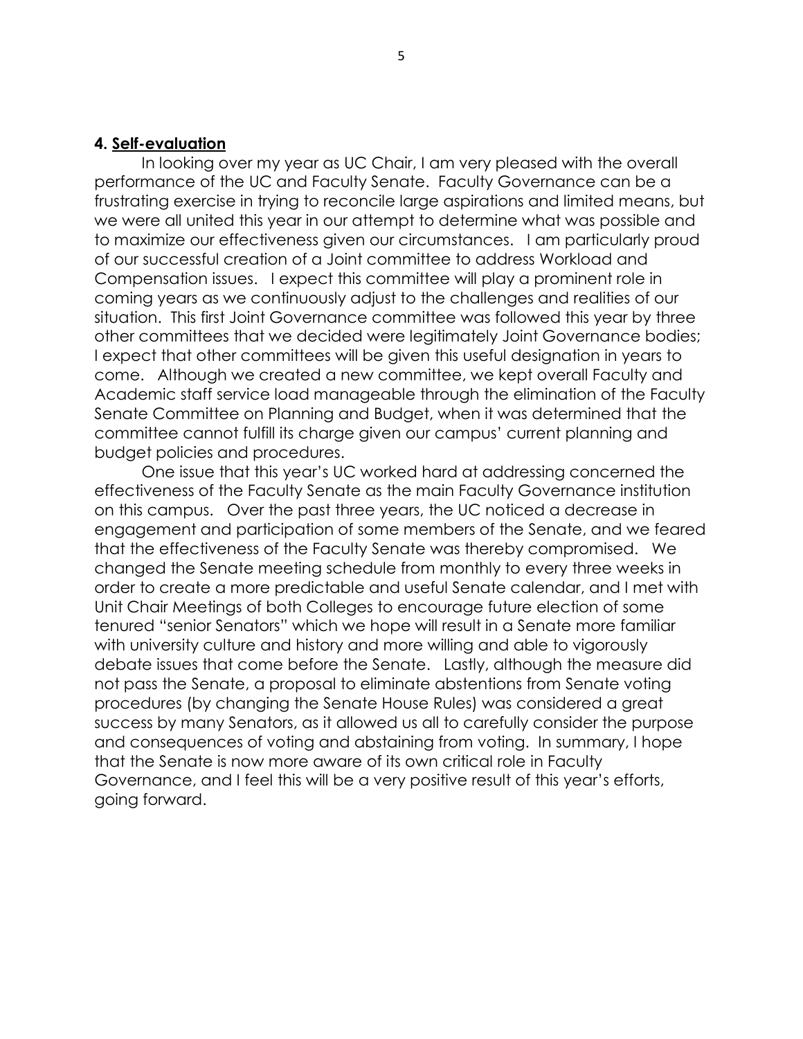## 4. Self-evaluation

In looking over my year as UC Chair, I am very pleased with the overall performance of the UC and Faculty Senate. Faculty Governance can be a frustrating exercise in trying to reconcile large aspirations and limited means, but we were all united this year in our attempt to determine what was possible and to maximize our effectiveness given our circumstances. I am particularly proud of our successful creation of a Joint committee to address Workload and Compensation issues. I expect this committee will play a prominent role in coming years as we continuously adjust to the challenges and realities of our situation. This first Joint Governance committee was followed this year by three other committees that we decided were legitimately Joint Governance bodies; I expect that other committees will be given this useful designation in years to come. Although we created a new committee, we kept overall Faculty and Academic staff service load manageable through the elimination of the Faculty Senate Committee on Planning and Budget, when it was determined that the committee cannot fulfill its charge given our campus' current planning and budget policies and procedures.

One issue that this year's UC worked hard at addressing concerned the effectiveness of the Faculty Senate as the main Faculty Governance institution on this campus. Over the past three years, the UC noticed a decrease in engagement and participation of some members of the Senate, and we feared that the effectiveness of the Faculty Senate was thereby compromised. We changed the Senate meeting schedule from monthly to every three weeks in order to create a more predictable and useful Senate calendar, and I met with Unit Chair Meetings of both Colleges to encourage future election of some tenured "senior Senators" which we hope will result in a Senate more familiar with university culture and history and more willing and able to vigorously debate issues that come before the Senate. Lastly, although the measure did not pass the Senate, a proposal to eliminate abstentions from Senate voting procedures (by changing the Senate House Rules) was considered a great success by many Senators, as it allowed us all to carefully consider the purpose and consequences of voting and abstaining from voting. In summary, I hope that the Senate is now more aware of its own critical role in Faculty Governance, and I feel this will be a very positive result of this year's efforts, going forward.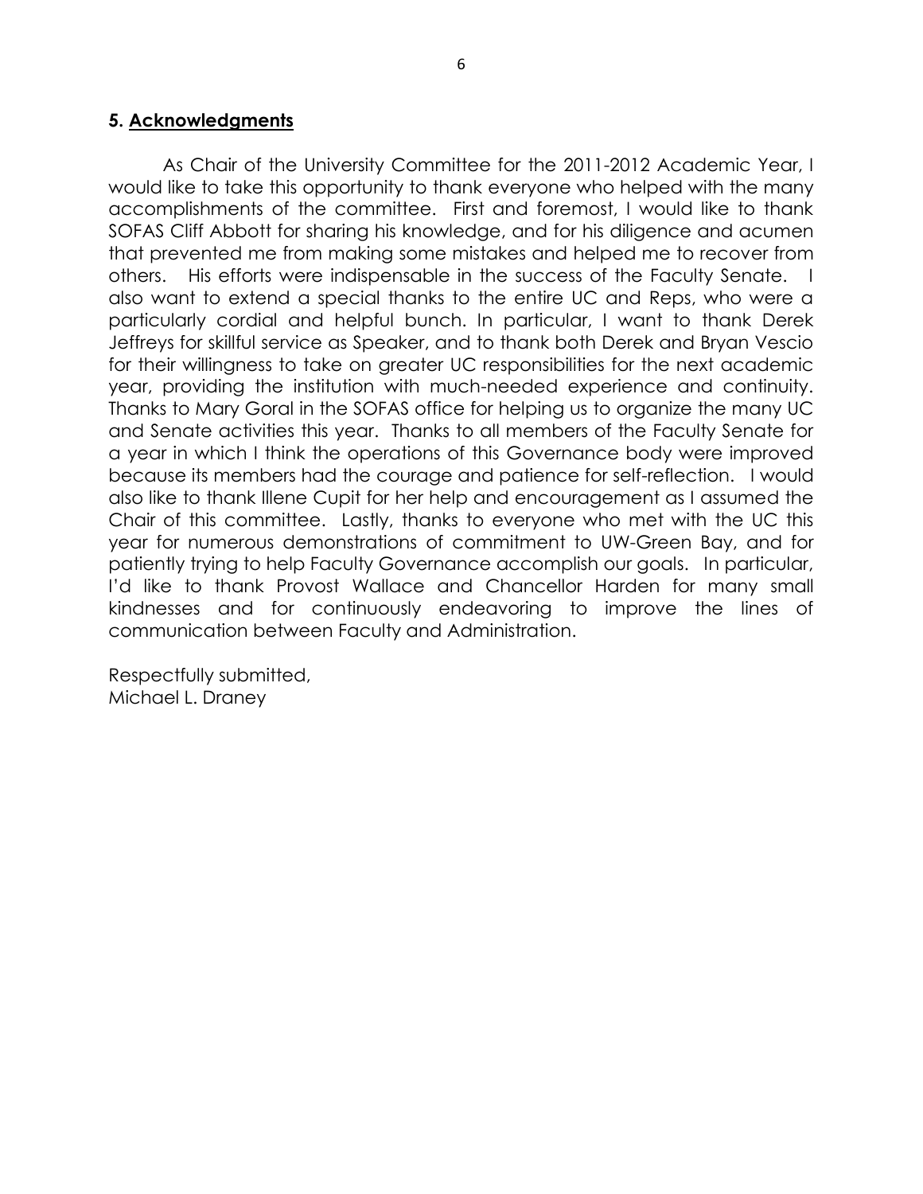## 5. Acknowledgments

As Chair of the University Committee for the 2011-2012 Academic Year, I would like to take this opportunity to thank everyone who helped with the many accomplishments of the committee. First and foremost, I would like to thank SOFAS Cliff Abbott for sharing his knowledge, and for his diligence and acumen that prevented me from making some mistakes and helped me to recover from others. His efforts were indispensable in the success of the Faculty Senate. I also want to extend a special thanks to the entire UC and Reps, who were a particularly cordial and helpful bunch. In particular, I want to thank Derek Jeffreys for skillful service as Speaker, and to thank both Derek and Bryan Vescio for their willingness to take on greater UC responsibilities for the next academic year, providing the institution with much-needed experience and continuity. Thanks to Mary Goral in the SOFAS office for helping us to organize the many UC and Senate activities this year. Thanks to all members of the Faculty Senate for a year in which I think the operations of this Governance body were improved because its members had the courage and patience for self-reflection. I would also like to thank Illene Cupit for her help and encouragement as I assumed the Chair of this committee. Lastly, thanks to everyone who met with the UC this year for numerous demonstrations of commitment to UW-Green Bay, and for patiently trying to help Faculty Governance accomplish our goals. In particular, I'd like to thank Provost Wallace and Chancellor Harden for many small kindnesses and for continuously endeavoring to improve the lines of communication between Faculty and Administration.

Respectfully submitted,
Michael L. Draney